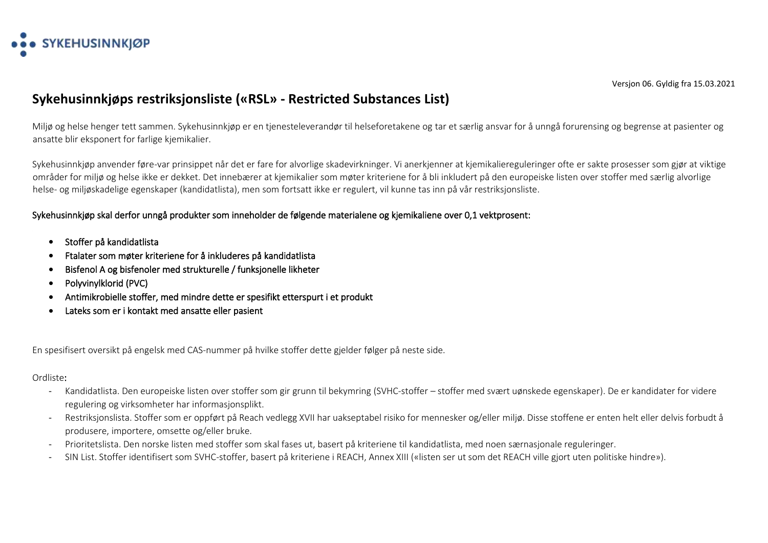SYKEHUSINNKJØP

Versjon 06. Gyldig fra 15.03.2021

# Sykehusinnkjøps restriksjonsliste («RSL» - Restricted Substances List)

Miljø og helse henger tett sammen. Sykehusinnkjøp er en tjenesteleverandør til helseforetakene og tar et særlig ansvar for å unngå forurensing og begrense at pasienter og ansatte blir eksponert for farlige kjemikalier.

Sykehusinnkjøp anvender føre-var prinsippet når det er fare for alvorlige skadevirkninger. Vi anerkjenner at kjemikaliereguleringer ofte er sakte prosesser som gjør at viktige områder for miljø og helse ikke er dekket. Det innebærer at kjemikalier som møter kriteriene for å bli inkludert på den europeiske listen over stoffer med særlig alvorlige helse- og miljøskadelige egenskaper (kandidatlista), men som fortsatt ikke er regulert, vil kunne tas inn på vår restriksjonsliste.

Sykehusinnkjøp skal derfor unngå produkter som inneholder de følgende materialene og kjemikaliene over 0,1 vektprosent:

- Stoffer på kandidatlista
- Ftalater som møter kriteriene for å inkluderes på kandidatlista
- Bisfenol A og bisfenoler med strukturelle / funksjonelle likheter
- Polyvinylklorid (PVC)
- Antimikrobielle stoffer, med mindre dette er spesifikt etterspurt i et produkt
- Lateks som er i kontakt med ansatte eller pasient

En spesifisert oversikt på engelsk med CAS-nummer på hvilke stoffer dette gjelder følger på neste side.

Ordliste:

- Kandidatlista. Den europeiske listen over stoffer som gir grunn til bekymring (SVHC-stoffer – stoffer med svært uønskede egenskaper). De er kandidater for videre regulering og virksomheter har informasjonsplikt.
- Restriksjonslista. Stoffer som er oppført på Reach vedlegg XVII har uakseptabel risiko for mennesker og/eller miljø. Disse stoffene er enten helt eller delvis forbudt å produsere, importere, omsette og/eller bruke.
- Prioritetslista. Den norske listen med stoffer som skal fases ut, basert på kriteriene til kandidatlista, med noen særnasjonale reguleringer.
- SIN List. Stoffer identifisert som SVHC-stoffer, basert på kriteriene i REACH, Annex XIII («listen ser ut som det REACH ville gjort uten politiske hindre»).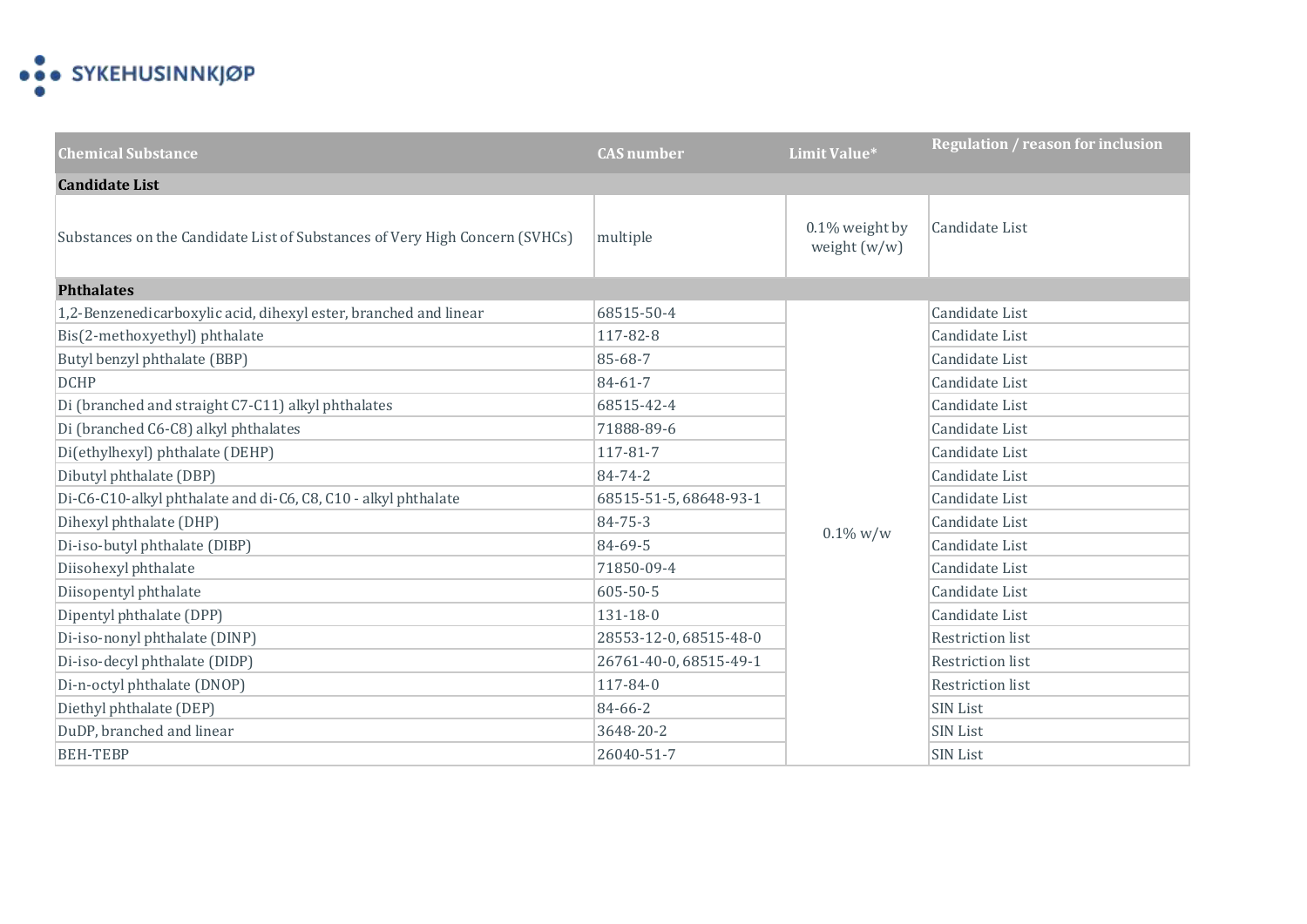| Chemical Substance | CAS number | Limit Value* | Regulation / reason for inclusion |
|---|---|---|---|
| **Candidate List** | | | |
| Substances on the Candidate List of Substances of Very High Concern (SVHCs) | multiple | 0.1% weight by weight (w/w) | Candidate List |
| **Phthalates** | | | |
| 1,2-Benzenedicarboxylic acid, dihexyl ester, branched and linear | 68515-50-4 | 0.1% w/w | Candidate List |
| Bis(2-methoxyethyl) phthalate | 117-82-8 | 0.1% w/w | Candidate List |
| Butyl benzyl phthalate (BBP) | 85-68-7 | 0.1% w/w | Candidate List |
| DCHP | 84-61-7 | 0.1% w/w | Candidate List |
| Di (branched and straight C7-C11) alkyl phthalates | 68515-42-4 | 0.1% w/w | Candidate List |
| Di (branched C6-C8) alkyl phthalates | 71888-89-6 | 0.1% w/w | Candidate List |
| Di(ethylhexyl) phthalate (DEHP) | 117-81-7 | 0.1% w/w | Candidate List |
| Dibutyl phthalate (DBP) | 84-74-2 | 0.1% w/w | Candidate List |
| Di-C6-C10-alkyl phthalate and di-C6, C8, C10 - alkyl phthalate | 68515-51-5, 68648-93-1 | 0.1% w/w | Candidate List |
| Dihexyl phthalate (DHP) | 84-75-3 | 0.1% w/w | Candidate List |
| Di-iso-butyl phthalate (DIBP) | 84-69-5 | 0.1% w/w | Candidate List |
| Diisohexyl phthalate | 71850-09-4 | 0.1% w/w | Candidate List |
| Diisopentyl phthalate | 605-50-5 | 0.1% w/w | Candidate List |
| Dipentyl phthalate (DPP) | 131-18-0 | 0.1% w/w | Candidate List |
| Di-iso-nonyl phthalate (DINP) | 28553-12-0, 68515-48-0 | 0.1% w/w | Restriction list |
| Di-iso-decyl phthalate (DIDP) | 26761-40-0, 68515-49-1 | 0.1% w/w | Restriction list |
| Di-n-octyl phthalate (DNOP) | 117-84-0 | 0.1% w/w | Restriction list |
| Diethyl phthalate (DEP) | 84-66-2 | 0.1% w/w | SIN List |
| DuDP, branched and linear | 3648-20-2 | 0.1% w/w | SIN List |
| BEH-TEBP | 26040-51-7 | 0.1% w/w | SIN List |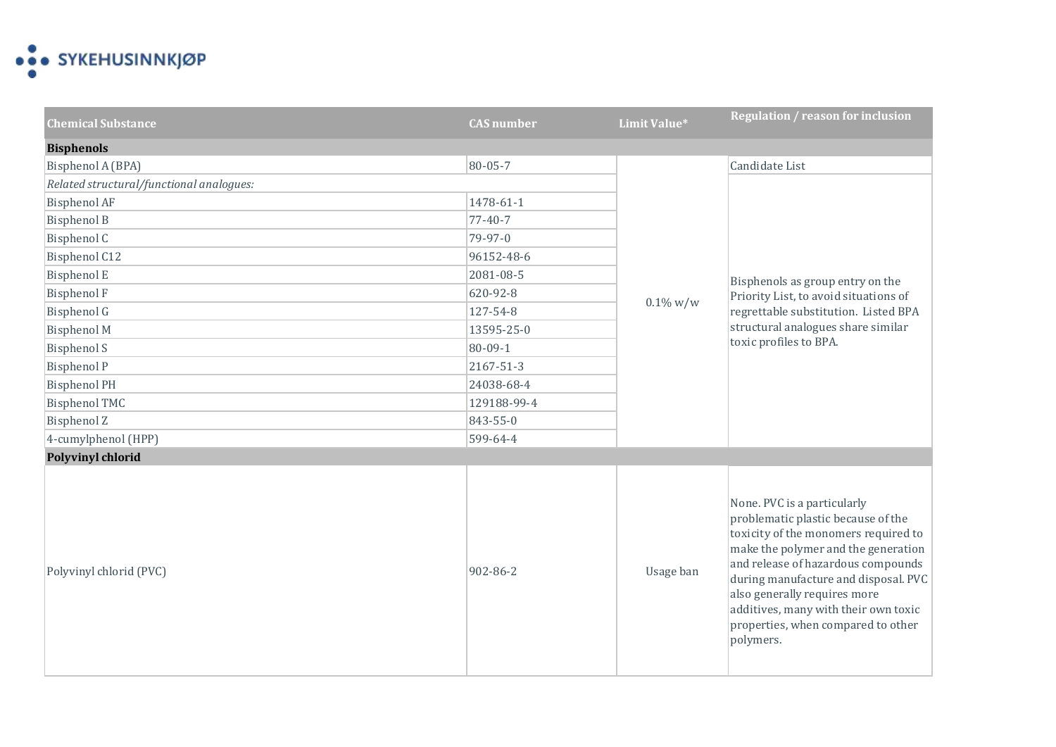| Chemical Substance | CAS number | Limit Value* | Regulation / reason for inclusion |
|---|---|---|---|
| **Bisphenols** | | | |
| Bisphenol A (BPA) | 80-05-7 | 0.1% w/w | Candidate List |
| *Related structural/functional analogues:* | | | Bisphenols as group entry on the Priority List, to avoid situations of regrettable substitution. Listed BPA structural analogues share similar toxic profiles to BPA. |
| Bisphenol AF | 1478-61-1 | | |
| Bisphenol B | 77-40-7 | | |
| Bisphenol C | 79-97-0 | | |
| Bisphenol C12 | 96152-48-6 | | |
| Bisphenol E | 2081-08-5 | | |
| Bisphenol F | 620-92-8 | | |
| Bisphenol G | 127-54-8 | | |
| Bisphenol M | 13595-25-0 | | |
| Bisphenol S | 80-09-1 | | |
| Bisphenol P | 2167-51-3 | | |
| Bisphenol PH | 24038-68-4 | | |
| Bisphenol TMC | 129188-99-4 | | |
| Bisphenol Z | 843-55-0 | | |
| 4-cumylphenol (HPP) | 599-64-4 | | |
| **Polyvinyl chlorid** | | | |
| Polyvinyl chlorid (PVC) | 902-86-2 | Usage ban | None. PVC is a particularly problematic plastic because of the toxicity of the monomers required to make the polymer and the generation and release of hazardous compounds during manufacture and disposal. PVC also generally requires more additives, many with their own toxic properties, when compared to other polymers. |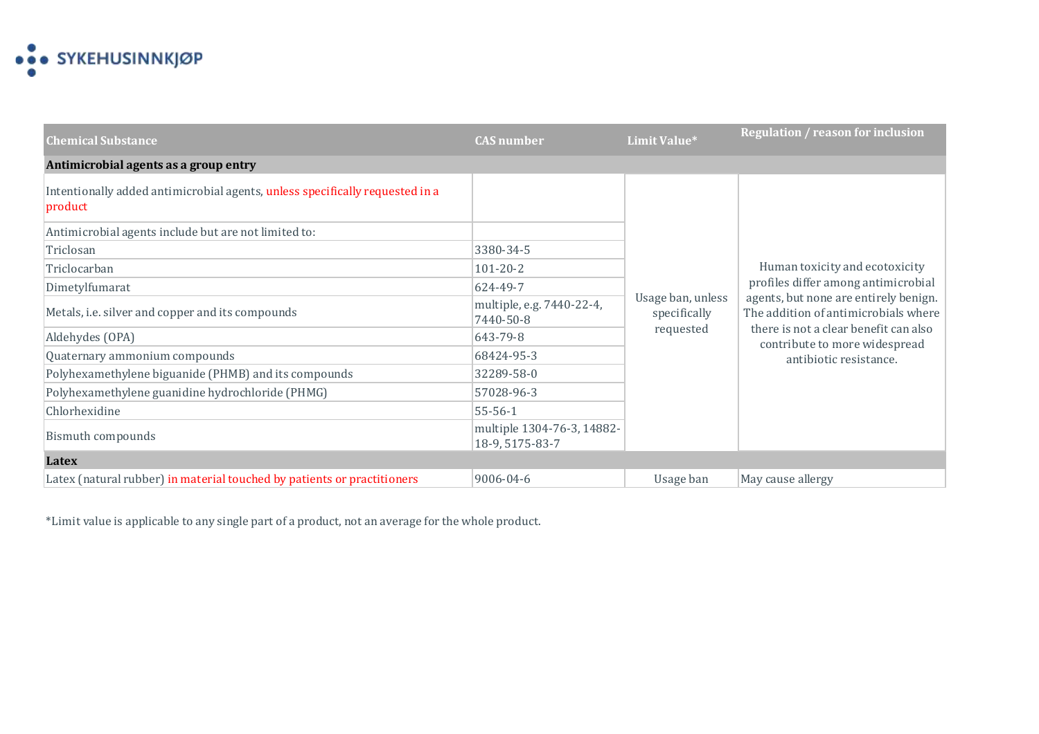| Chemical Substance | CAS number | Limit Value* | Regulation / reason for inclusion |
|---|---|---|---|
| **Antimicrobial agents as a group entry** | | | |
| Intentionally added antimicrobial agents, unless specifically requested in a product | | Usage ban, unless specifically requested | Human toxicity and ecotoxicity profiles differ among antimicrobial agents, but none are entirely benign. The addition of antimicrobials where there is not a clear benefit can also contribute to more widespread antibiotic resistance. |
| Antimicrobial agents include but are not limited to: | | | |
| Triclosan | 3380-34-5 | | |
| Triclocarban | 101-20-2 | | |
| Dimetylfumarat | 624-49-7 | | |
| Metals, i.e. silver and copper and its compounds | multiple, e.g. 7440-22-4, 7440-50-8 | | |
| Aldehydes (OPA) | 643-79-8 | | |
| Quaternary ammonium compounds | 68424-95-3 | | |
| Polyhexamethylene biguanide (PHMB) and its compounds | 32289-58-0 | | |
| Polyhexamethylene guanidine hydrochloride (PHMG) | 57028-96-3 | | |
| Chlorhexidine | 55-56-1 | | |
| Bismuth compounds | multiple 1304-76-3, 14882-18-9, 5175-83-7 | | |
| **Latex** | | | |
| Latex (natural rubber) in material touched by patients or practitioners | 9006-04-6 | Usage ban | May cause allergy |

*Limit value is applicable to any single part of a product, not an average for the whole product.